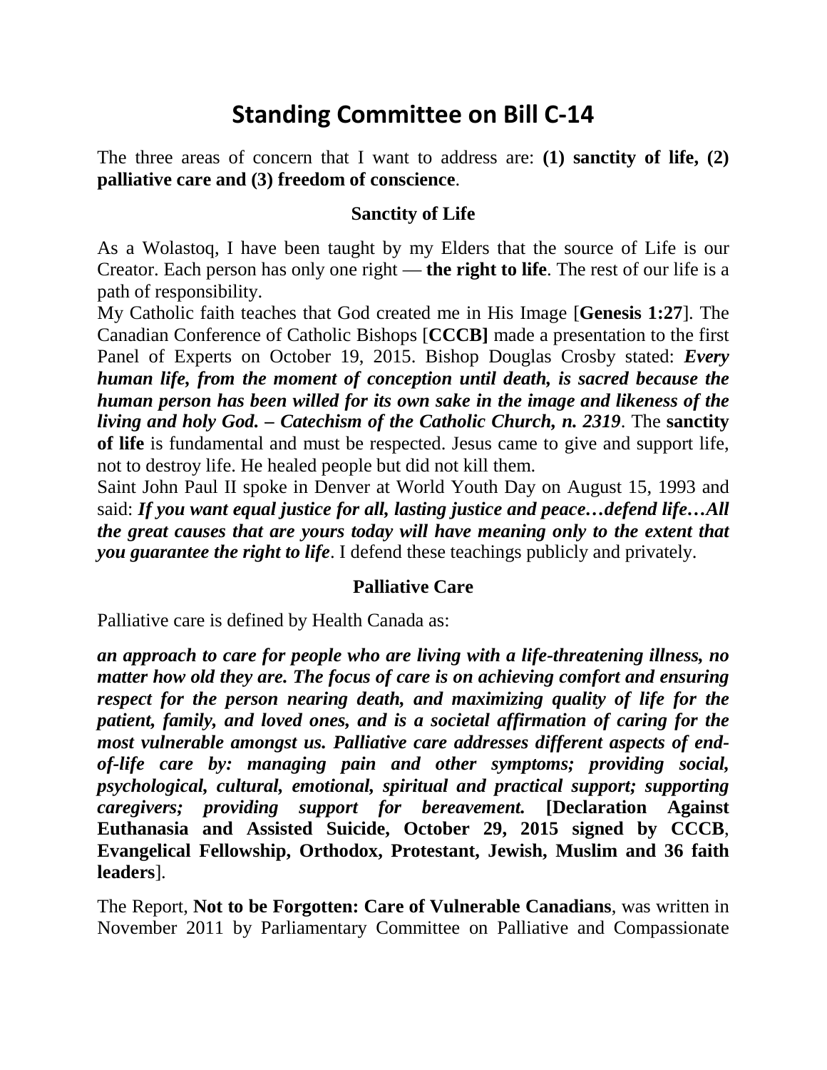# Standing Committee on Bill C-14

The three areas of concern that I want to address are: **(1) sanctity of life, (2) palliative care and (3) freedom of conscience**.

## Sanctity of Life

As a Wolastoq, I have been taught by my Elders that the source of Life is our Creator. Each person has only one right — **the right to life**. The rest of our life is a path of responsibility.

My Catholic faith teaches that God created me in His Image [**Genesis 1:27**]. The Canadian Conference of Catholic Bishops [**CCCB]** made a presentation to the first Panel of Experts on October 19, 2015. Bishop Douglas Crosby stated: ***Every human life, from the moment of conception until death, is sacred because the human person has been willed for its own sake in the image and likeness of the living and holy God. – Catechism of the Catholic Church, n. 2319***. The **sanctity of life** is fundamental and must be respected. Jesus came to give and support life, not to destroy life. He healed people but did not kill them.

Saint John Paul II spoke in Denver at World Youth Day on August 15, 1993 and said: ***If you want equal justice for all, lasting justice and peace…defend life…All the great causes that are yours today will have meaning only to the extent that you guarantee the right to life***. I defend these teachings publicly and privately.

## Palliative Care

Palliative care is defined by Health Canada as:

***an approach to care for people who are living with a life-threatening illness, no matter how old they are. The focus of care is on achieving comfort and ensuring respect for the person nearing death, and maximizing quality of life for the patient, family, and loved ones, and is a societal affirmation of caring for the most vulnerable amongst us. Palliative care addresses different aspects of end-of-life care by: managing pain and other symptoms; providing social, psychological, cultural, emotional, spiritual and practical support; supporting caregivers; providing support for bereavement.*** **[Declaration Against Euthanasia and Assisted Suicide, October 29, 2015 signed by CCCB**, **Evangelical Fellowship, Orthodox, Protestant, Jewish, Muslim and 36 faith leaders**].

The Report, **Not to be Forgotten: Care of Vulnerable Canadians**, was written in November 2011 by Parliamentary Committee on Palliative and Compassionate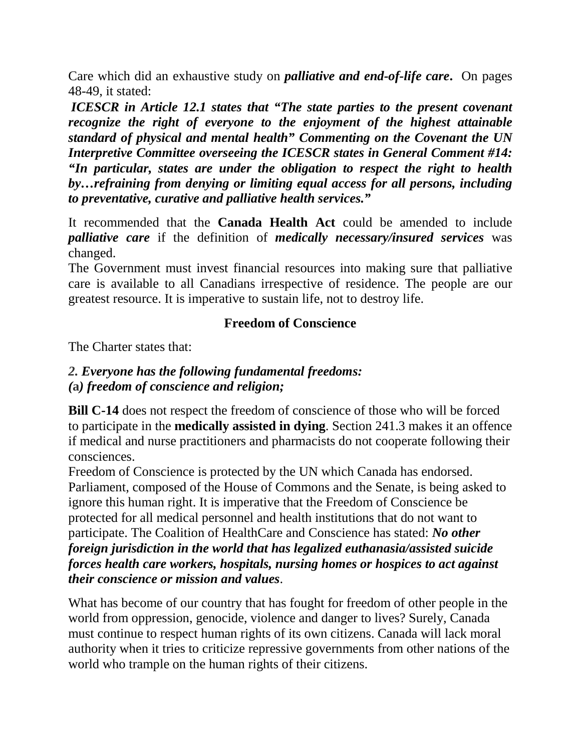Care which did an exhaustive study on ***palliative and end-of-life care***. On pages 48-49, it stated:

***ICESCR in Article 12.1 states that "The state parties to the present covenant recognize the right of everyone to the enjoyment of the highest attainable standard of physical and mental health" Commenting on the Covenant the UN Interpretive Committee overseeing the ICESCR states in General Comment #14: "In particular, states are under the obligation to respect the right to health by…refraining from denying or limiting equal access for all persons, including to preventative, curative and palliative health services."***

It recommended that the **Canada Health Act** could be amended to include ***palliative care*** if the definition of ***medically necessary/insured services*** was changed.

The Government must invest financial resources into making sure that palliative care is available to all Canadians irrespective of residence. The people are our greatest resource. It is imperative to sustain life, not to destroy life.

## Freedom of Conscience

The Charter states that:

***2. Everyone has the following fundamental freedoms:***
***(a) freedom of conscience and religion;***

**Bill C-14** does not respect the freedom of conscience of those who will be forced to participate in the **medically assisted in dying**. Section 241.3 makes it an offence if medical and nurse practitioners and pharmacists do not cooperate following their consciences.

Freedom of Conscience is protected by the UN which Canada has endorsed. Parliament, composed of the House of Commons and the Senate, is being asked to ignore this human right. It is imperative that the Freedom of Conscience be protected for all medical personnel and health institutions that do not want to participate. The Coalition of HealthCare and Conscience has stated: ***No other foreign jurisdiction in the world that has legalized euthanasia/assisted suicide forces health care workers, hospitals, nursing homes or hospices to act against their conscience or mission and values***.

What has become of our country that has fought for freedom of other people in the world from oppression, genocide, violence and danger to lives? Surely, Canada must continue to respect human rights of its own citizens. Canada will lack moral authority when it tries to criticize repressive governments from other nations of the world who trample on the human rights of their citizens.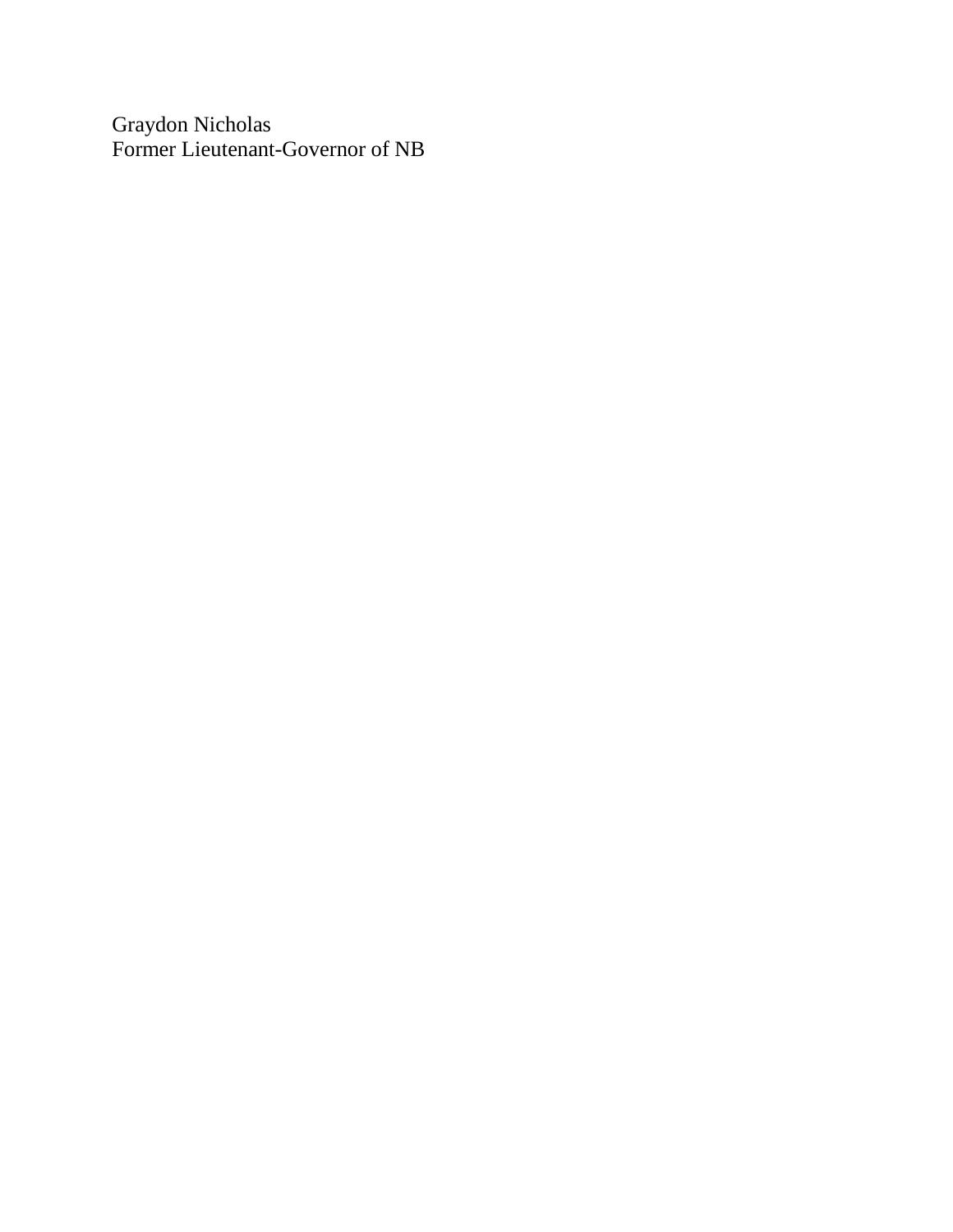Graydon Nicholas
Former Lieutenant-Governor of NB